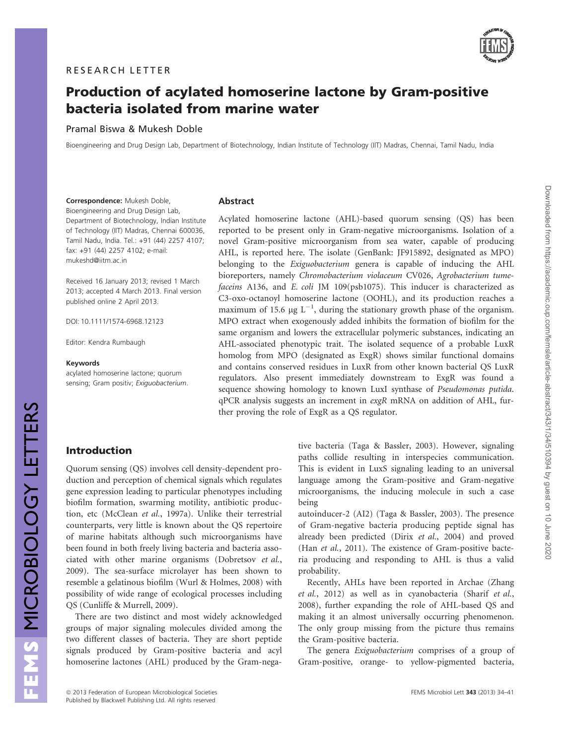RESEARCH LETTER

# Production of acylated homoserine lactone by Gram-positive bacteria isolated from marine water

Pramal Biswa & Mukesh Doble

Bioengineering and Drug Design Lab, Department of Biotechnology, Indian Institute of Technology (IIT) Madras, Chennai, Tamil Nadu, India

**Correspondence:** Mukesh Doble, Bioengineering and Drug Design Lab, Department of Biotechnology, Indian Institute of Technology (IIT) Madras, Chennai 600036, Tamil Nadu, India. Tel.: +91 (44) 2257 4107; fax: +91 (44) 2257 4102; e-mail: mukeshd@iitm.ac.in

Received 16 January 2013; revised 1 March 2013; accepted 4 March 2013. Final version published online 2 April 2013.

DOI: 10.1111/1574-6968.12123

Editor: Kendra Rumbaugh

**Keywords**
acylated homoserine lactone; quorum sensing; Gram positiv; *Exiguobacterium*.

## Abstract

Acylated homoserine lactone (AHL)-based quorum sensing (QS) has been reported to be present only in Gram-negative microorganisms. Isolation of a novel Gram-positive microorganism from sea water, capable of producing AHL, is reported here. The isolate (GenBank: JF915892, designated as MPO) belonging to the *Exiguobacterium* genera is capable of inducing the AHL bioreporters, namely *Chromobacterium violaceum* CV026, *Agrobacterium tumefaceins* A136, and *E. coli* JM 109(psb1075). This inducer is characterized as C3-oxo-octanoyl homoserine lactone (OOHL), and its production reaches a maximum of 15.6 μg $L^{-1}$, during the stationary growth phase of the organism. MPO extract when exogenously added inhibits the formation of biofilm for the same organism and lowers the extracellular polymeric substances, indicating an AHL-associated phenotypic trait. The isolated sequence of a probable LuxR homolog from MPO (designated as ExgR) shows similar functional domains and contains conserved residues in LuxR from other known bacterial QS LuxR regulators. Also present immediately downstream to ExgR was found a sequence showing homology to known LuxI synthase of *Pseudomonas putida*. qPCR analysis suggests an increment in *exgR* mRNA on addition of AHL, further proving the role of ExgR as a QS regulator.

## Introduction

Quorum sensing (QS) involves cell density-dependent production and perception of chemical signals which regulates gene expression leading to particular phenotypes including biofilm formation, swarming motility, antibiotic production, etc (McClean *et al.*, 1997a). Unlike their terrestrial counterparts, very little is known about the QS repertoire of marine habitats although such microorganisms have been found in both freely living bacteria and bacteria associated with other marine organisms (Dobretsov *et al.*, 2009). The sea-surface microlayer has been shown to resemble a gelatinous biofilm (Wurl & Holmes, 2008) with possibility of wide range of ecological processes including QS (Cunliffe & Murrell, 2009).

There are two distinct and most widely acknowledged groups of major signaling molecules divided among the two different classes of bacteria. They are short peptide signals produced by Gram-positive bacteria and acyl homoserine lactones (AHL) produced by the Gram-negative bacteria (Taga & Bassler, 2003). However, signaling paths collide resulting in interspecies communication. This is evident in LuxS signaling leading to an universal language among the Gram-positive and Gram-negative microorganisms, the inducing molecule in such a case being autoinducer-2 (AI2) (Taga & Bassler, 2003). The presence of Gram-negative bacteria producing peptide signal has already been predicted (Dirix *et al.*, 2004) and proved (Han *et al.*, 2011). The existence of Gram-positive bacteria producing and responding to AHL is thus a valid probability.

Recently, AHLs have been reported in Archae (Zhang *et al.*, 2012) as well as in cyanobacteria (Sharif *et al.*, 2008), further expanding the role of AHL-based QS and making it an almost universally occurring phenomenon. The only group missing from the picture thus remains the Gram-positive bacteria.

The genera *Exiguobacterium* comprises of a group of Gram-positive, orange- to yellow-pigmented bacteria,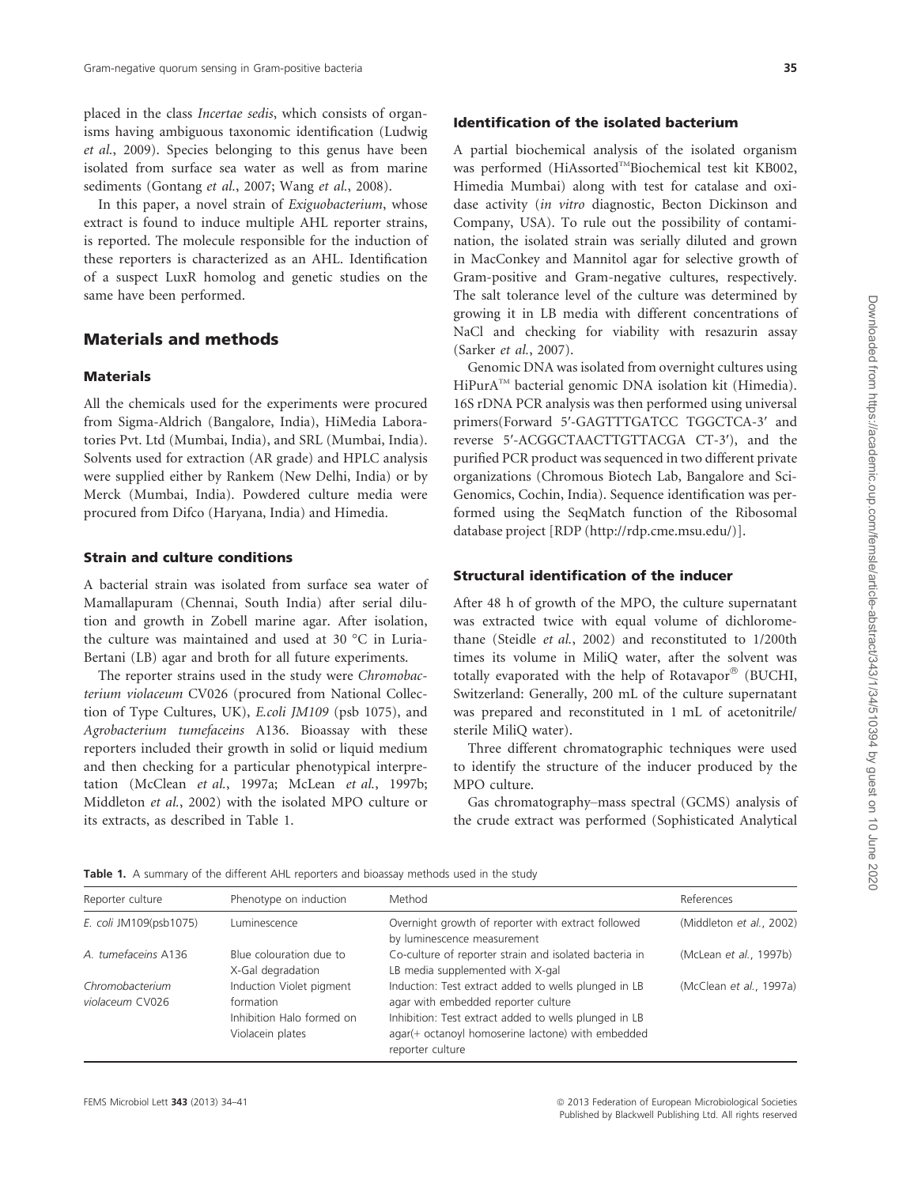placed in the class *Incertae sedis*, which consists of organisms having ambiguous taxonomic identification (Ludwig *et al.*, 2009). Species belonging to this genus have been isolated from surface sea water as well as from marine sediments (Gontang *et al.*, 2007; Wang *et al.*, 2008).

In this paper, a novel strain of *Exiguobacterium*, whose extract is found to induce multiple AHL reporter strains, is reported. The molecule responsible for the induction of these reporters is characterized as an AHL. Identification of a suspect LuxR homolog and genetic studies on the same have been performed.

## Materials and methods

### Materials

All the chemicals used for the experiments were procured from Sigma-Aldrich (Bangalore, India), HiMedia Laboratories Pvt. Ltd (Mumbai, India), and SRL (Mumbai, India). Solvents used for extraction (AR grade) and HPLC analysis were supplied either by Rankem (New Delhi, India) or by Merck (Mumbai, India). Powdered culture media were procured from Difco (Haryana, India) and Himedia.

### Strain and culture conditions

A bacterial strain was isolated from surface sea water of Mamallapuram (Chennai, South India) after serial dilution and growth in Zobell marine agar. After isolation, the culture was maintained and used at 30 °C in Luria-Bertani (LB) agar and broth for all future experiments.

The reporter strains used in the study were *Chromobacterium violaceum* CV026 (procured from National Collection of Type Cultures, UK), *E.coli JM109* (psb 1075), and *Agrobacterium tumefaceins* A136. Bioassay with these reporters included their growth in solid or liquid medium and then checking for a particular phenotypical interpretation (McClean *et al.*, 1997a; McLean *et al.*, 1997b; Middleton *et al.*, 2002) with the isolated MPO culture or its extracts, as described in Table 1.

### Identification of the isolated bacterium

A partial biochemical analysis of the isolated organism was performed (HiAssorted™Biochemical test kit KB002, Himedia Mumbai) along with test for catalase and oxidase activity (*in vitro* diagnostic, Becton Dickinson and Company, USA). To rule out the possibility of contamination, the isolated strain was serially diluted and grown in MacConkey and Mannitol agar for selective growth of Gram-positive and Gram-negative cultures, respectively. The salt tolerance level of the culture was determined by growing it in LB media with different concentrations of NaCl and checking for viability with resazurin assay (Sarker *et al.*, 2007).

Genomic DNA was isolated from overnight cultures using HiPurA™ bacterial genomic DNA isolation kit (Himedia). 16S rDNA PCR analysis was then performed using universal primers(Forward 5′-GAGTTTGATCC TGGCTCA-3′ and reverse 5′-ACGGCTAACTTGTTACGA CT-3′), and the purified PCR product was sequenced in two different private organizations (Chromous Biotech Lab, Bangalore and Sci-Genomics, Cochin, India). Sequence identification was performed using the SeqMatch function of the Ribosomal database project [RDP (http://rdp.cme.msu.edu/)].

### Structural identification of the inducer

After 48 h of growth of the MPO, the culture supernatant was extracted twice with equal volume of dichloromethane (Steidle *et al.*, 2002) and reconstituted to 1/200th times its volume in MiliQ water, after the solvent was totally evaporated with the help of Rotavapor® (BUCHI, Switzerland: Generally, 200 mL of the culture supernatant was prepared and reconstituted in 1 mL of acetonitrile/sterile MiliQ water).

Three different chromatographic techniques were used to identify the structure of the inducer produced by the MPO culture.

Gas chromatography–mass spectral (GCMS) analysis of the crude extract was performed (Sophisticated Analytical

**Table 1.** A summary of the different AHL reporters and bioassay methods used in the study

| Reporter culture | Phenotype on induction | Method | References |
|---|---|---|---|
| *E. coli* JM109(psb1075) | Luminescence | Overnight growth of reporter with extract followed by luminescence measurement | (Middleton *et al.*, 2002) |
| *A. tumefaceins* A136 | Blue colouration due to X-Gal degradation | Co-culture of reporter strain and isolated bacteria in LB media supplemented with X-gal | (McLean *et al.*, 1997b) |
| *Chromobacterium violaceum* CV026 | Induction Violet pigment formation<br>Inhibition Halo formed on Violacein plates | Induction: Test extract added to wells plunged in LB agar with embedded reporter culture<br>Inhibition: Test extract added to wells plunged in LB agar(+ octanoyl homoserine lactone) with embedded reporter culture | (McClean *et al.*, 1997a) |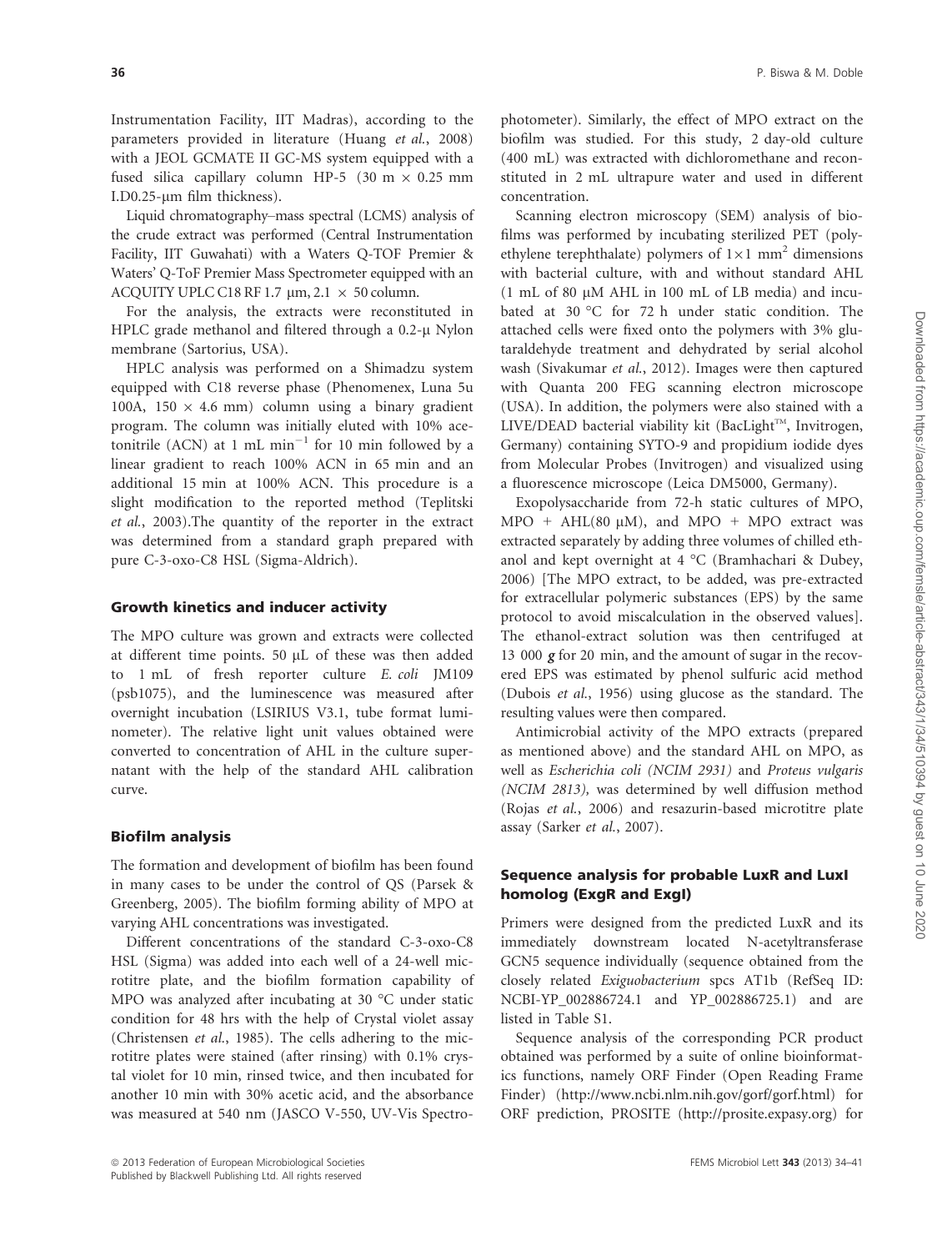Instrumentation Facility, IIT Madras), according to the parameters provided in literature (Huang *et al.*, 2008) with a JEOL GCMATE II GC-MS system equipped with a fused silica capillary column HP-5 (30 m × 0.25 mm I.D0.25-μm film thickness).

Liquid chromatography–mass spectral (LCMS) analysis of the crude extract was performed (Central Instrumentation Facility, IIT Guwahati) with a Waters Q-TOF Premier & Waters' Q-ToF Premier Mass Spectrometer equipped with an ACQUITY UPLC C18 RF 1.7 μm, 2.1 × 50 column.

For the analysis, the extracts were reconstituted in HPLC grade methanol and filtered through a 0.2-μ Nylon membrane (Sartorius, USA).

HPLC analysis was performed on a Shimadzu system equipped with C18 reverse phase (Phenomenex, Luna 5u 100A, 150 × 4.6 mm) column using a binary gradient program. The column was initially eluted with 10% acetonitrile (ACN) at 1 mL $\text{min}^{-1}$ for 10 min followed by a linear gradient to reach 100% ACN in 65 min and an additional 15 min at 100% ACN. This procedure is a slight modification to the reported method (Teplitski *et al.*, 2003).The quantity of the reporter in the extract was determined from a standard graph prepared with pure C-3-oxo-C8 HSL (Sigma-Aldrich).

### Growth kinetics and inducer activity

The MPO culture was grown and extracts were collected at different time points. 50 μL of these was then added to 1 mL of fresh reporter culture *E. coli* JM109 (psb1075), and the luminescence was measured after overnight incubation (LSIRIUS V3.1, tube format luminometer). The relative light unit values obtained were converted to concentration of AHL in the culture supernatant with the help of the standard AHL calibration curve.

### Biofilm analysis

The formation and development of biofilm has been found in many cases to be under the control of QS (Parsek & Greenberg, 2005). The biofilm forming ability of MPO at varying AHL concentrations was investigated.

Different concentrations of the standard C-3-oxo-C8 HSL (Sigma) was added into each well of a 24-well microtitre plate, and the biofilm formation capability of MPO was analyzed after incubating at 30 °C under static condition for 48 hrs with the help of Crystal violet assay (Christensen *et al.*, 1985). The cells adhering to the microtitre plates were stained (after rinsing) with 0.1% crystal violet for 10 min, rinsed twice, and then incubated for another 10 min with 30% acetic acid, and the absorbance was measured at 540 nm (JASCO V-550, UV-Vis Spectrophotometer). Similarly, the effect of MPO extract on the biofilm was studied. For this study, 2 day-old culture (400 mL) was extracted with dichloromethane and reconstituted in 2 mL ultrapure water and used in different concentration.

Scanning electron microscopy (SEM) analysis of biofilms was performed by incubating sterilized PET (polyethylene terephthalate) polymers of $1\times1$ $\text{mm}^2$ dimensions with bacterial culture, with and without standard AHL (1 mL of 80 μM AHL in 100 mL of LB media) and incubated at 30 °C for 72 h under static condition. The attached cells were fixed onto the polymers with 3% glutaraldehyde treatment and dehydrated by serial alcohol wash (Sivakumar *et al.*, 2012). Images were then captured with Quanta 200 FEG scanning electron microscope (USA). In addition, the polymers were also stained with a LIVE/DEAD bacterial viability kit (BacLight™, Invitrogen, Germany) containing SYTO-9 and propidium iodide dyes from Molecular Probes (Invitrogen) and visualized using a fluorescence microscope (Leica DM5000, Germany).

Exopolysaccharide from 72-h static cultures of MPO, MPO + AHL(80 μM), and MPO + MPO extract was extracted separately by adding three volumes of chilled ethanol and kept overnight at 4 °C (Bramhachari & Dubey, 2006) [The MPO extract, to be added, was pre-extracted for extracellular polymeric substances (EPS) by the same protocol to avoid miscalculation in the observed values]. The ethanol-extract solution was then centrifuged at 13 000 ***g*** for 20 min, and the amount of sugar in the recovered EPS was estimated by phenol sulfuric acid method (Dubois *et al.*, 1956) using glucose as the standard. The resulting values were then compared.

Antimicrobial activity of the MPO extracts (prepared as mentioned above) and the standard AHL on MPO, as well as *Escherichia coli (NCIM 2931)* and *Proteus vulgaris (NCIM 2813),* was determined by well diffusion method (Rojas *et al.*, 2006) and resazurin-based microtitre plate assay (Sarker *et al.*, 2007).

### Sequence analysis for probable LuxR and LuxI homolog (ExgR and ExgI)

Primers were designed from the predicted LuxR and its immediately downstream located N-acetyltransferase GCN5 sequence individually (sequence obtained from the closely related *Exiguobacterium* spcs AT1b (RefSeq ID: NCBI-YP_002886724.1 and YP_002886725.1) and are listed in Table S1.

Sequence analysis of the corresponding PCR product obtained was performed by a suite of online bioinformatics functions, namely ORF Finder (Open Reading Frame Finder) (http://www.ncbi.nlm.nih.gov/gorf/gorf.html) for ORF prediction, PROSITE (http://prosite.expasy.org) for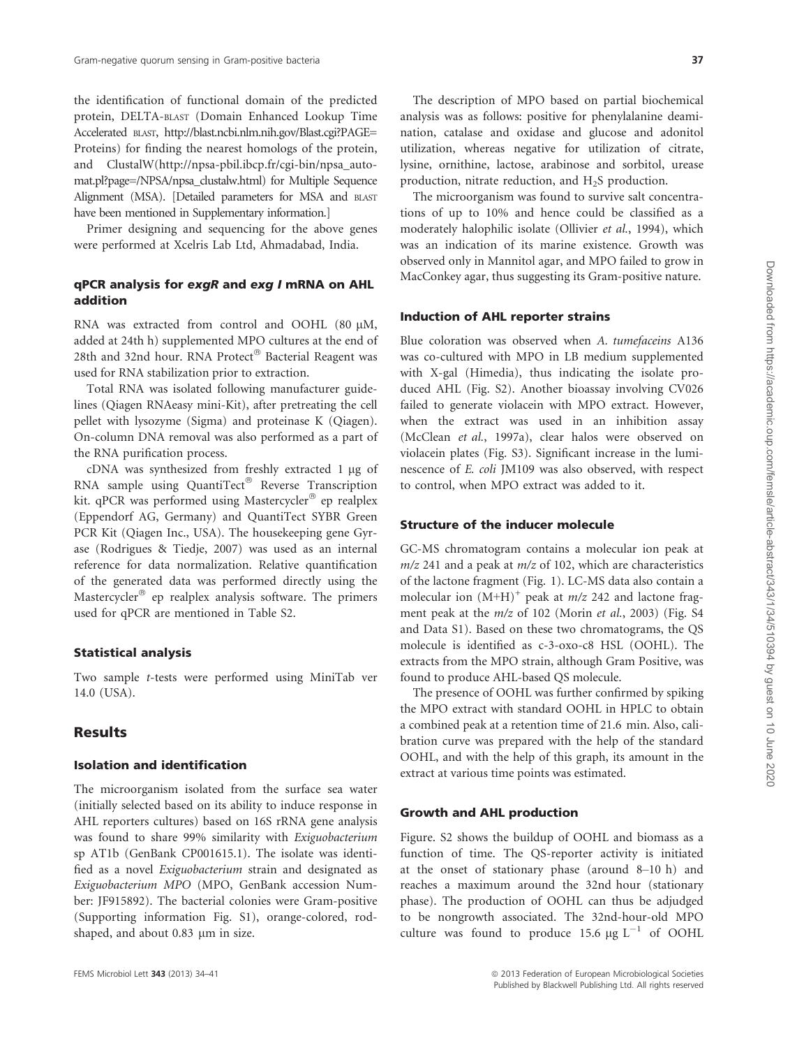the identification of functional domain of the predicted protein, DELTA-BLAST (Domain Enhanced Lookup Time Accelerated BLAST, http://blast.ncbi.nlm.nih.gov/Blast.cgi?PAGE=Proteins) for finding the nearest homologs of the protein, and ClustalW(http://npsa-pbil.ibcp.fr/cgi-bin/npsa_automat.pl?page=/NPSA/npsa_clustalw.html) for Multiple Sequence Alignment (MSA). [Detailed parameters for MSA and BLAST have been mentioned in Supplementary information.]

Primer designing and sequencing for the above genes were performed at Xcelris Lab Ltd, Ahmadabad, India.

### qPCR analysis for *exgR* and *exg I* mRNA on AHL addition

RNA was extracted from control and OOHL (80 μM, added at 24th h) supplemented MPO cultures at the end of 28th and 32nd hour. RNA Protect® Bacterial Reagent was used for RNA stabilization prior to extraction.

Total RNA was isolated following manufacturer guidelines (Qiagen RNAeasy mini-Kit), after pretreating the cell pellet with lysozyme (Sigma) and proteinase K (Qiagen). On-column DNA removal was also performed as a part of the RNA purification process.

cDNA was synthesized from freshly extracted 1 μg of RNA sample using QuantiTect® Reverse Transcription kit. qPCR was performed using Mastercycler® ep realplex (Eppendorf AG, Germany) and QuantiTect SYBR Green PCR Kit (Qiagen Inc., USA). The housekeeping gene Gyrase (Rodrigues & Tiedje, 2007) was used as an internal reference for data normalization. Relative quantification of the generated data was performed directly using the Mastercycler® ep realplex analysis software. The primers used for qPCR are mentioned in Table S2.

### Statistical analysis

Two sample *t*-tests were performed using MiniTab ver 14.0 (USA).

## Results

### Isolation and identification

The microorganism isolated from the surface sea water (initially selected based on its ability to induce response in AHL reporters cultures) based on 16S rRNA gene analysis was found to share 99% similarity with *Exiguobacterium* sp AT1b (GenBank CP001615.1). The isolate was identified as a novel *Exiguobacterium* strain and designated as *Exiguobacterium MPO* (MPO, GenBank accession Number: JF915892). The bacterial colonies were Gram-positive (Supporting information Fig. S1), orange-colored, rod-shaped, and about 0.83 μm in size.

The description of MPO based on partial biochemical analysis was as follows: positive for phenylalanine deamination, catalase and oxidase and glucose and adonitol utilization, whereas negative for utilization of citrate, lysine, ornithine, lactose, arabinose and sorbitol, urease production, nitrate reduction, and $H_2S$ production.

The microorganism was found to survive salt concentrations of up to 10% and hence could be classified as a moderately halophilic isolate (Ollivier *et al.*, 1994), which was an indication of its marine existence. Growth was observed only in Mannitol agar, and MPO failed to grow in MacConkey agar, thus suggesting its Gram-positive nature.

### Induction of AHL reporter strains

Blue coloration was observed when *A. tumefaceins* A136 was co-cultured with MPO in LB medium supplemented with X-gal (Himedia), thus indicating the isolate produced AHL (Fig. S2). Another bioassay involving CV026 failed to generate violacein with MPO extract. However, when the extract was used in an inhibition assay (McClean *et al.*, 1997a), clear halos were observed on violacein plates (Fig. S3). Significant increase in the luminescence of *E. coli* JM109 was also observed, with respect to control, when MPO extract was added to it.

### Structure of the inducer molecule

GC-MS chromatogram contains a molecular ion peak at *m/z* 241 and a peak at *m/z* of 102, which are characteristics of the lactone fragment (Fig. 1). LC-MS data also contain a molecular ion $(M+H)^+$ peak at *m/z* 242 and lactone fragment peak at the *m/z* of 102 (Morin *et al.*, 2003) (Fig. S4 and Data S1). Based on these two chromatograms, the QS molecule is identified as c-3-oxo-c8 HSL (OOHL). The extracts from the MPO strain, although Gram Positive, was found to produce AHL-based QS molecule.

The presence of OOHL was further confirmed by spiking the MPO extract with standard OOHL in HPLC to obtain a combined peak at a retention time of 21.6 min. Also, calibration curve was prepared with the help of the standard OOHL, and with the help of this graph, its amount in the extract at various time points was estimated.

### Growth and AHL production

Figure. S2 shows the buildup of OOHL and biomass as a function of time. The QS-reporter activity is initiated at the onset of stationary phase (around 8–10 h) and reaches a maximum around the 32nd hour (stationary phase). The production of OOHL can thus be adjudged to be nongrowth associated. The 32nd-hour-old MPO culture was found to produce 15.6 μg $L^{-1}$ of OOHL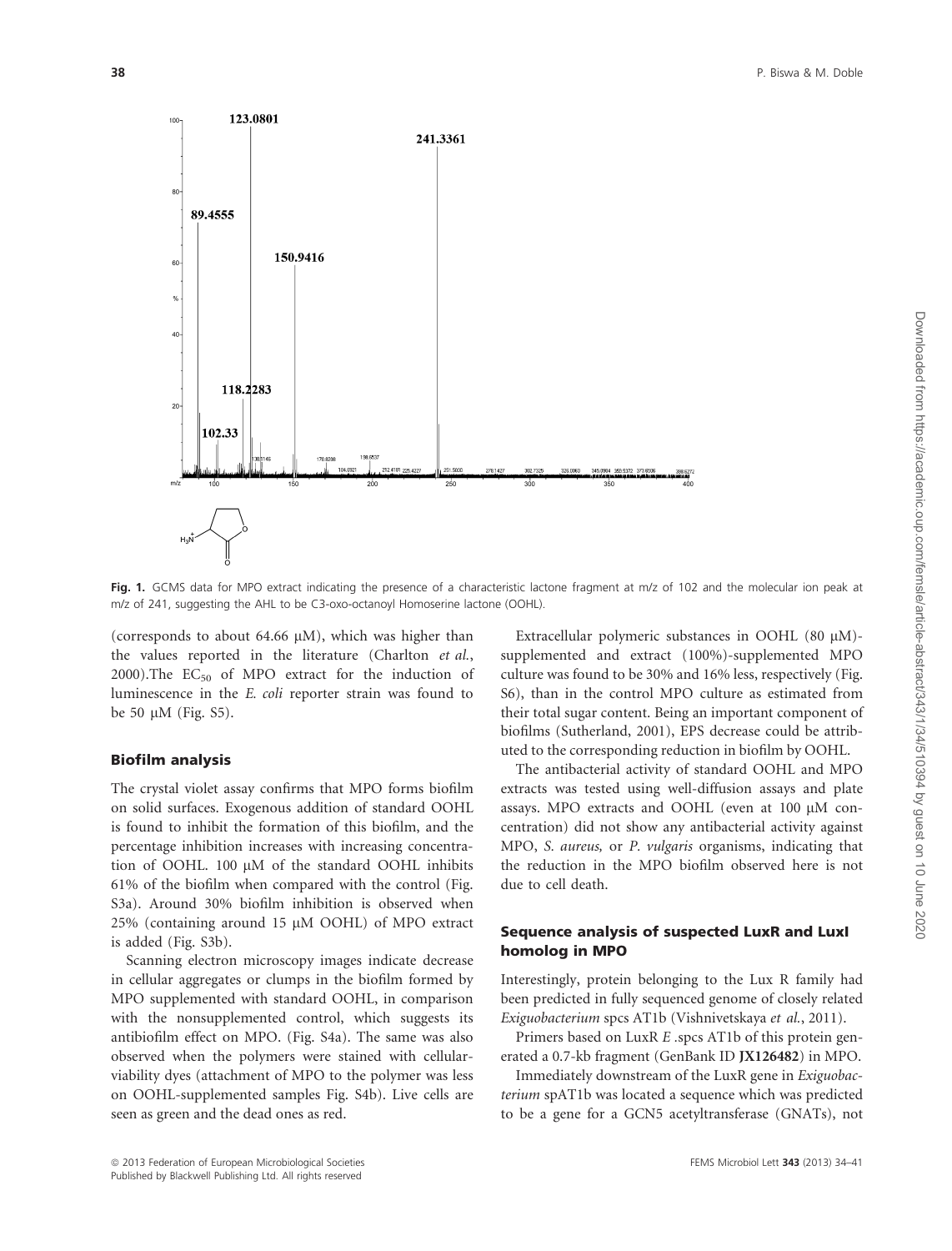Fig. 1. GCMS data for MPO extract indicating the presence of a characteristic lactone fragment at m/z of 102 and the molecular ion peak at m/z of 241, suggesting the AHL to be C3-oxo-octanoyl Homoserine lactone (OOHL).

(corresponds to about 64.66 μM), which was higher than the values reported in the literature (Charlton *et al.*, 2000).The $EC_{50}$ of MPO extract for the induction of luminescence in the *E. coli* reporter strain was found to be 50 μM (Fig. S5).

### Biofilm analysis

The crystal violet assay confirms that MPO forms biofilm on solid surfaces. Exogenous addition of standard OOHL is found to inhibit the formation of this biofilm, and the percentage inhibition increases with increasing concentration of OOHL. 100 μM of the standard OOHL inhibits 61% of the biofilm when compared with the control (Fig. S3a). Around 30% biofilm inhibition is observed when 25% (containing around 15 μM OOHL) of MPO extract is added (Fig. S3b).

Scanning electron microscopy images indicate decrease in cellular aggregates or clumps in the biofilm formed by MPO supplemented with standard OOHL, in comparison with the nonsupplemented control, which suggests its antibiofilm effect on MPO. (Fig. S4a). The same was also observed when the polymers were stained with cellular-viability dyes (attachment of MPO to the polymer was less on OOHL-supplemented samples Fig. S4b). Live cells are seen as green and the dead ones as red.

Extracellular polymeric substances in OOHL (80 μM)-supplemented and extract (100%)-supplemented MPO culture was found to be 30% and 16% less, respectively (Fig. S6), than in the control MPO culture as estimated from their total sugar content. Being an important component of biofilms (Sutherland, 2001), EPS decrease could be attributed to the corresponding reduction in biofilm by OOHL.

The antibacterial activity of standard OOHL and MPO extracts was tested using well-diffusion assays and plate assays. MPO extracts and OOHL (even at 100 μM concentration) did not show any antibacterial activity against MPO, *S. aureus,* or *P. vulgaris* organisms, indicating that the reduction in the MPO biofilm observed here is not due to cell death.

### Sequence analysis of suspected LuxR and LuxI homolog in MPO

Interestingly, protein belonging to the Lux R family had been predicted in fully sequenced genome of closely related *Exiguobacterium* spcs AT1b (Vishnivetskaya *et al.*, 2011).

Primers based on LuxR *E* .spcs AT1b of this protein generated a 0.7-kb fragment (GenBank ID **JX126482**) in MPO.

Immediately downstream of the LuxR gene in *Exiguobacterium* spAT1b was located a sequence which was predicted to be a gene for a GCN5 acetyltransferase (GNATs), not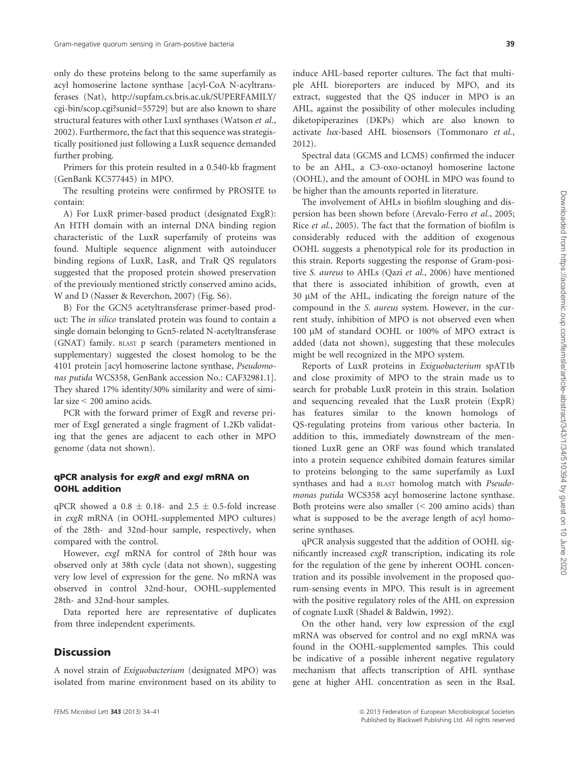only do these proteins belong to the same superfamily as acyl homoserine lactone synthase [acyl-CoA N-acyltransferases (Nat), http://supfam.cs.bris.ac.uk/SUPERFAMILY/cgi-bin/scop.cgi?sunid=55729] but are also known to share structural features with other LuxI synthases (Watson *et al.*, 2002). Furthermore, the fact that this sequence was strategistically positioned just following a LuxR sequence demanded further probing.

Primers for this protein resulted in a 0.540-kb fragment (GenBank KC577445) in MPO.

The resulting proteins were confirmed by PROSITE to contain:

A) For LuxR primer-based product (designated ExgR): An HTH domain with an internal DNA binding region characteristic of the LuxR superfamily of proteins was found. Multiple sequence alignment with autoinducer binding regions of LuxR, LasR, and TraR QS regulators suggested that the proposed protein showed preservation of the previously mentioned strictly conserved amino acids, W and D (Nasser & Reverchon, 2007) (Fig. S6).

B) For the GCN5 acetyltransferase primer-based product: The *in silico* translated protein was found to contain a single domain belonging to Gcn5-related N-acetyltransferase (GNAT) family. BLAST p search (parameters mentioned in supplementary) suggested the closest homolog to be the 4101 protein [acyl homoserine lactone synthase, *Pseudomonas putida* WCS358, GenBank accession No.: CAF32981.1]. They shared 17% identity/30% similarity and were of similar size < 200 amino acids.

PCR with the forward primer of ExgR and reverse primer of ExgI generated a single fragment of 1.2Kb validating that the genes are adjacent to each other in MPO genome (data not shown).

### qPCR analysis for *exgR* and *exgI* mRNA on OOHL addition

qPCR showed a $0.8 \pm 0.18$- and $2.5 \pm 0.5$-fold increase in *exgR* mRNA (in OOHL-supplemented MPO cultures) of the 28th- and 32nd-hour sample, respectively, when compared with the control.

However, *exgI* mRNA for control of 28th hour was observed only at 38th cycle (data not shown), suggesting very low level of expression for the gene. No mRNA was observed in control 32nd-hour, OOHL-supplemented 28th- and 32nd-hour samples.

Data reported here are representative of duplicates from three independent experiments.

## Discussion

A novel strain of *Exiguobacterium* (designated MPO) was isolated from marine environment based on its ability to induce AHL-based reporter cultures. The fact that multiple AHL bioreporters are induced by MPO, and its extract, suggested that the QS inducer in MPO is an AHL, against the possibility of other molecules including diketopiperazines (DKPs) which are also known to activate *lux*-based AHL biosensors (Tommonaro *et al.*, 2012).

Spectral data (GCMS and LCMS) confirmed the inducer to be an AHL, a C3-oxo-octanoyl homoserine lactone (OOHL), and the amount of OOHL in MPO was found to be higher than the amounts reported in literature.

The involvement of AHLs in biofilm sloughing and dispersion has been shown before (Arevalo-Ferro *et al.*, 2005; Rice *et al.*, 2005). The fact that the formation of biofilm is considerably reduced with the addition of exogenous OOHL suggests a phenotypical role for its production in this strain. Reports suggesting the response of Gram-positive *S. aureus* to AHLs (Qazi *et al.*, 2006) have mentioned that there is associated inhibition of growth, even at 30 μM of the AHL, indicating the foreign nature of the compound in the *S. aureus* system. However, in the current study, inhibition of MPO is not observed even when 100 μM of standard OOHL or 100% of MPO extract is added (data not shown), suggesting that these molecules might be well recognized in the MPO system.

Reports of LuxR proteins in *Exiguobacterium* spAT1b and close proximity of MPO to the strain made us to search for probable LuxR protein in this strain. Isolation and sequencing revealed that the LuxR protein (ExpR) has features similar to the known homologs of QS-regulating proteins from various other bacteria. In addition to this, immediately downstream of the mentioned LuxR gene an ORF was found which translated into a protein sequence exhibited domain features similar to proteins belonging to the same superfamily as LuxI synthases and had a BLAST homolog match with *Pseudomonas putida* WCS358 acyl homoserine lactone synthase. Both proteins were also smaller (< 200 amino acids) than what is supposed to be the average length of acyl homoserine synthases.

qPCR analysis suggested that the addition of OOHL significantly increased *exgR* transcription, indicating its role for the regulation of the gene by inherent OOHL concentration and its possible involvement in the proposed quorum-sensing events in MPO. This result is in agreement with the positive regulatory roles of the AHL on expression of cognate LuxR (Shadel & Baldwin, 1992).

On the other hand, very low expression of the exgI mRNA was observed for control and no exgI mRNA was found in the OOHL-supplemented samples. This could be indicative of a possible inherent negative regulatory mechanism that affects transcription of AHL synthase gene at higher AHL concentration as seen in the RsaL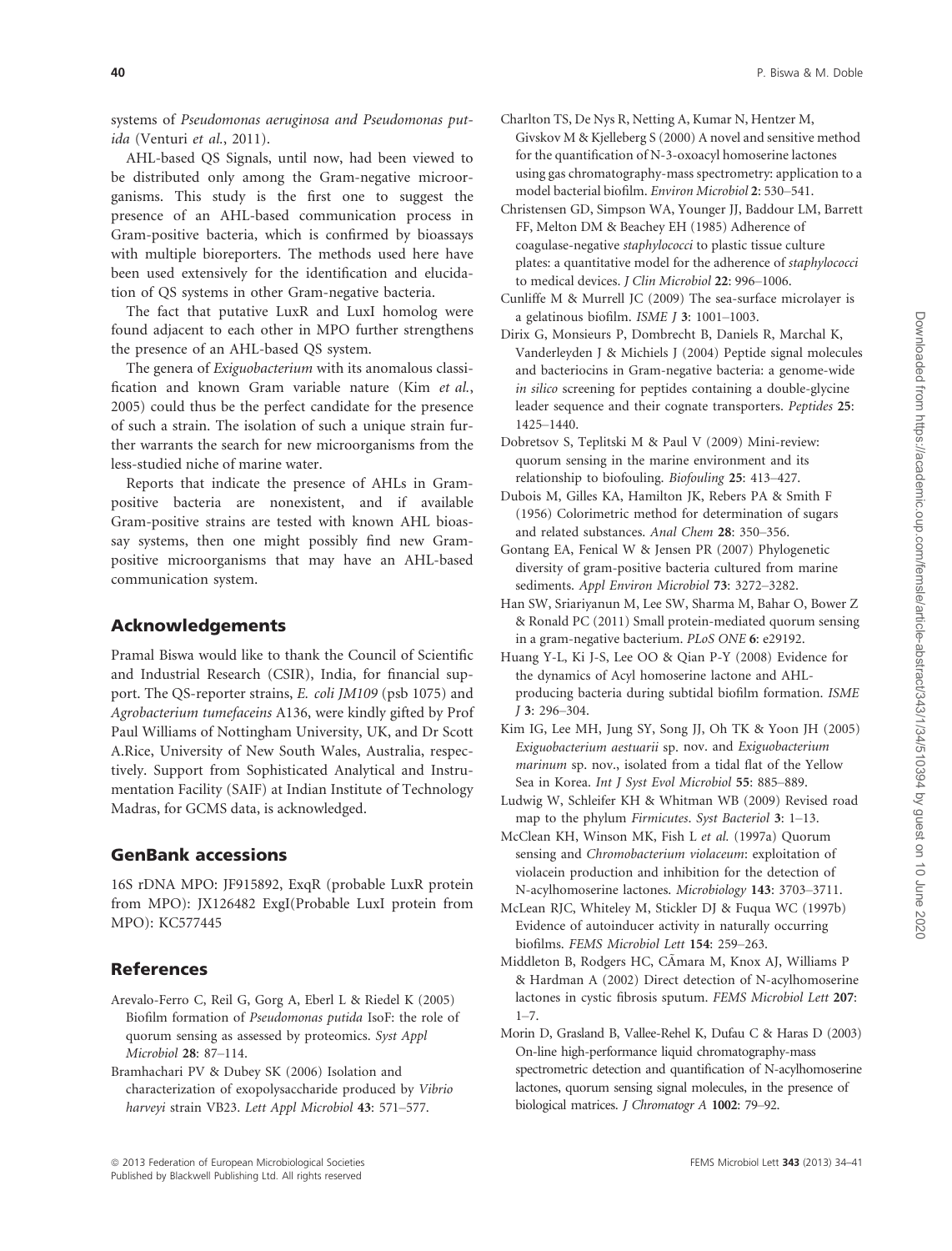systems of *Pseudomonas aeruginosa and Pseudomonas putida* (Venturi *et al.*, 2011).

AHL-based QS Signals, until now, had been viewed to be distributed only among the Gram-negative microorganisms. This study is the first one to suggest the presence of an AHL-based communication process in Gram-positive bacteria, which is confirmed by bioassays with multiple bioreporters. The methods used here have been used extensively for the identification and elucidation of QS systems in other Gram-negative bacteria.

The fact that putative LuxR and LuxI homolog were found adjacent to each other in MPO further strengthens the presence of an AHL-based QS system.

The genera of *Exiguobacterium* with its anomalous classification and known Gram variable nature (Kim *et al.*, 2005) could thus be the perfect candidate for the presence of such a strain. The isolation of such a unique strain further warrants the search for new microorganisms from the less-studied niche of marine water.

Reports that indicate the presence of AHLs in Gram-positive bacteria are nonexistent, and if available Gram-positive strains are tested with known AHL bioassay systems, then one might possibly find new Gram-positive microorganisms that may have an AHL-based communication system.

## Acknowledgements

Pramal Biswa would like to thank the Council of Scientific and Industrial Research (CSIR), India, for financial support. The QS-reporter strains, *E. coli JM109* (psb 1075) and *Agrobacterium tumefaceins* A136, were kindly gifted by Prof Paul Williams of Nottingham University, UK, and Dr Scott A.Rice, University of New South Wales, Australia, respectively. Support from Sophisticated Analytical and Instrumentation Facility (SAIF) at Indian Institute of Technology Madras, for GCMS data, is acknowledged.

## GenBank accessions

16S rDNA MPO: JF915892, ExqR (probable LuxR protein from MPO): JX126482 ExgI(Probable LuxI protein from MPO): KC577445

## References

Arevalo-Ferro C, Reil G, Gorg A, Eberl L & Riedel K (2005) Biofilm formation of *Pseudomonas putida* IsoF: the role of quorum sensing as assessed by proteomics. *Syst Appl Microbiol* **28**: 87–114.

Bramhachari PV & Dubey SK (2006) Isolation and characterization of exopolysaccharide produced by *Vibrio harveyi* strain VB23. *Lett Appl Microbiol* **43**: 571–577.

Charlton TS, De Nys R, Netting A, Kumar N, Hentzer M, Givskov M & Kjelleberg S (2000) A novel and sensitive method for the quantification of N-3-oxoacyl homoserine lactones using gas chromatography-mass spectrometry: application to a model bacterial biofilm. *Environ Microbiol* **2**: 530–541.

Christensen GD, Simpson WA, Younger JJ, Baddour LM, Barrett FF, Melton DM & Beachey EH (1985) Adherence of coagulase-negative *staphylococci* to plastic tissue culture plates: a quantitative model for the adherence of *staphylococci* to medical devices. *J Clin Microbiol* **22**: 996–1006.

Cunliffe M & Murrell JC (2009) The sea-surface microlayer is a gelatinous biofilm. *ISME J* **3**: 1001–1003.

Dirix G, Monsieurs P, Dombrecht B, Daniels R, Marchal K, Vanderleyden J & Michiels J (2004) Peptide signal molecules and bacteriocins in Gram-negative bacteria: a genome-wide *in silico* screening for peptides containing a double-glycine leader sequence and their cognate transporters. *Peptides* **25**: 1425–1440.

Dobretsov S, Teplitski M & Paul V (2009) Mini-review: quorum sensing in the marine environment and its relationship to biofouling. *Biofouling* **25**: 413–427.

Dubois M, Gilles KA, Hamilton JK, Rebers PA & Smith F (1956) Colorimetric method for determination of sugars and related substances. *Anal Chem* **28**: 350–356.

Gontang EA, Fenical W & Jensen PR (2007) Phylogenetic diversity of gram-positive bacteria cultured from marine sediments. *Appl Environ Microbiol* **73**: 3272–3282.

Han SW, Sriariyanun M, Lee SW, Sharma M, Bahar O, Bower Z & Ronald PC (2011) Small protein-mediated quorum sensing in a gram-negative bacterium. *PLoS ONE* **6**: e29192.

Huang Y-L, Ki J-S, Lee OO & Qian P-Y (2008) Evidence for the dynamics of Acyl homoserine lactone and AHL-producing bacteria during subtidal biofilm formation. *ISME J* **3**: 296–304.

Kim IG, Lee MH, Jung SY, Song JJ, Oh TK & Yoon JH (2005) *Exiguobacterium aestuarii* sp. nov. and *Exiguobacterium marinum* sp. nov., isolated from a tidal flat of the Yellow Sea in Korea. *Int J Syst Evol Microbiol* **55**: 885–889.

Ludwig W, Schleifer KH & Whitman WB (2009) Revised road map to the phylum *Firmicutes*. *Syst Bacteriol* **3**: 1–13.

McClean KH, Winson MK, Fish L *et al.* (1997a) Quorum sensing and *Chromobacterium violaceum*: exploitation of violacein production and inhibition for the detection of N-acylhomoserine lactones. *Microbiology* **143**: 3703–3711.

McLean RJC, Whiteley M, Stickler DJ & Fuqua WC (1997b) Evidence of autoinducer activity in naturally occurring biofilms. *FEMS Microbiol Lett* **154**: 259–263.

Middleton B, Rodgers HC, CÃmara M, Knox AJ, Williams P & Hardman A (2002) Direct detection of N-acylhomoserine lactones in cystic fibrosis sputum. *FEMS Microbiol Lett* **207**: 1–7.

Morin D, Grasland B, Vallee-Rehel K, Dufau C & Haras D (2003) On-line high-performance liquid chromatography-mass spectrometric detection and quantification of N-acylhomoserine lactones, quorum sensing signal molecules, in the presence of biological matrices. *J Chromatogr A* **1002**: 79–92.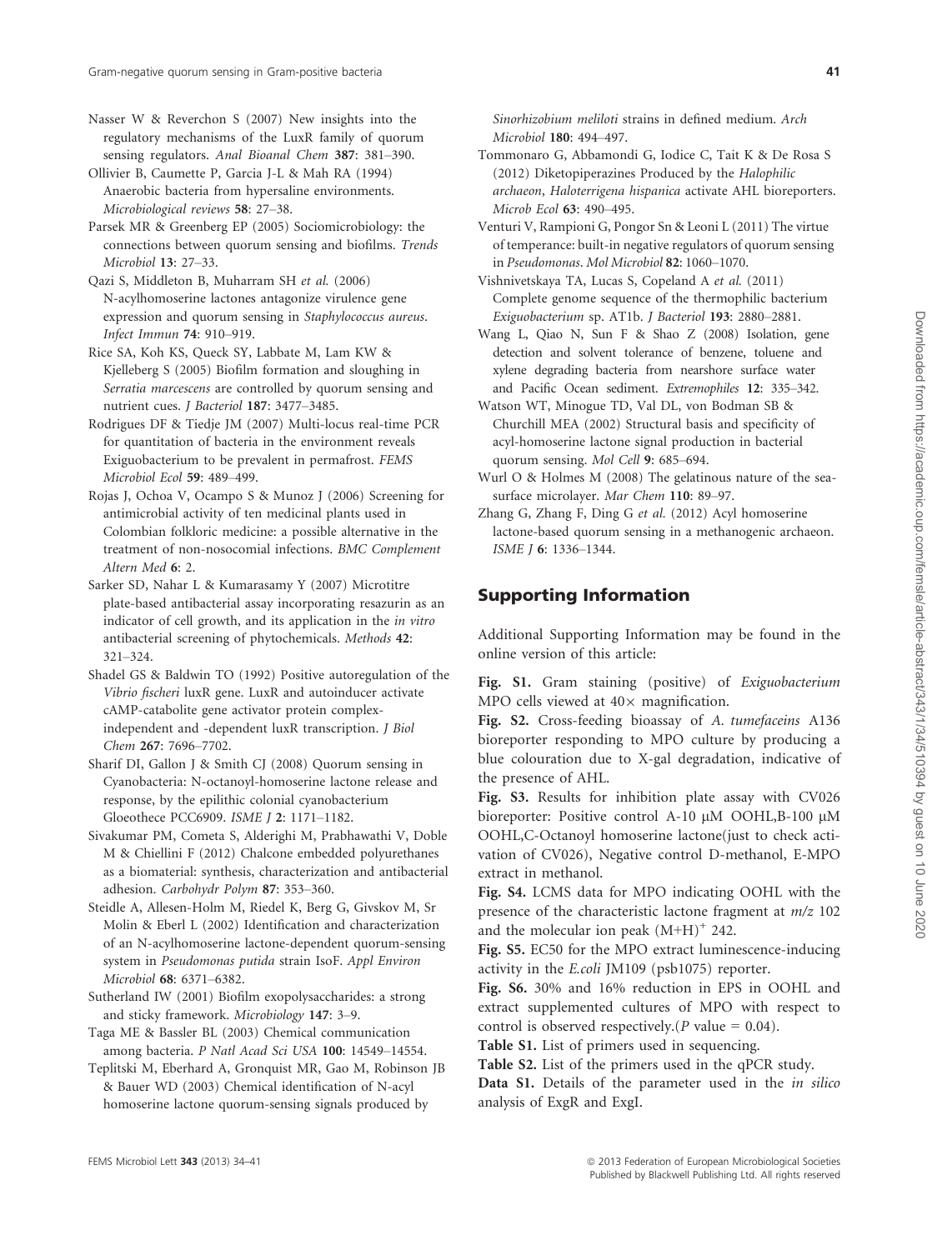Nasser W & Reverchon S (2007) New insights into the regulatory mechanisms of the LuxR family of quorum sensing regulators. *Anal Bioanal Chem* **387**: 381–390.

Ollivier B, Caumette P, Garcia J-L & Mah RA (1994) Anaerobic bacteria from hypersaline environments. *Microbiological reviews* **58**: 27–38.

Parsek MR & Greenberg EP (2005) Sociomicrobiology: the connections between quorum sensing and biofilms. *Trends Microbiol* **13**: 27–33.

Qazi S, Middleton B, Muharram SH *et al.* (2006) N-acylhomoserine lactones antagonize virulence gene expression and quorum sensing in *Staphylococcus aureus*. *Infect Immun* **74**: 910–919.

Rice SA, Koh KS, Queck SY, Labbate M, Lam KW & Kjelleberg S (2005) Biofilm formation and sloughing in *Serratia marcescens* are controlled by quorum sensing and nutrient cues. *J Bacteriol* **187**: 3477–3485.

Rodrigues DF & Tiedje JM (2007) Multi-locus real-time PCR for quantitation of bacteria in the environment reveals Exiguobacterium to be prevalent in permafrost. *FEMS Microbiol Ecol* **59**: 489–499.

Rojas J, Ochoa V, Ocampo S & Munoz J (2006) Screening for antimicrobial activity of ten medicinal plants used in Colombian folkloric medicine: a possible alternative in the treatment of non-nosocomial infections. *BMC Complement Altern Med* **6**: 2.

Sarker SD, Nahar L & Kumarasamy Y (2007) Microtitre plate-based antibacterial assay incorporating resazurin as an indicator of cell growth, and its application in the *in vitro* antibacterial screening of phytochemicals. *Methods* **42**: 321–324.

Shadel GS & Baldwin TO (1992) Positive autoregulation of the *Vibrio fischeri* luxR gene. LuxR and autoinducer activate cAMP-catabolite gene activator protein complex-independent and -dependent luxR transcription. *J Biol Chem* **267**: 7696–7702.

Sharif DI, Gallon J & Smith CJ (2008) Quorum sensing in Cyanobacteria: N-octanoyl-homoserine lactone release and response, by the epilithic colonial cyanobacterium Gloeothece PCC6909. *ISME J* **2**: 1171–1182.

Sivakumar PM, Cometa S, Alderighi M, Prabhawathi V, Doble M & Chiellini F (2012) Chalcone embedded polyurethanes as a biomaterial: synthesis, characterization and antibacterial adhesion. *Carbohydr Polym* **87**: 353–360.

Steidle A, Allesen-Holm M, Riedel K, Berg G, Givskov M, Sr Molin & Eberl L (2002) Identification and characterization of an N-acylhomoserine lactone-dependent quorum-sensing system in *Pseudomonas putida* strain IsoF. *Appl Environ Microbiol* **68**: 6371–6382.

Sutherland IW (2001) Biofilm exopolysaccharides: a strong and sticky framework. *Microbiology* **147**: 3–9.

Taga ME & Bassler BL (2003) Chemical communication among bacteria. *P Natl Acad Sci USA* **100**: 14549–14554.

Teplitski M, Eberhard A, Gronquist MR, Gao M, Robinson JB & Bauer WD (2003) Chemical identification of N-acyl homoserine lactone quorum-sensing signals produced by *Sinorhizobium meliloti* strains in defined medium. *Arch Microbiol* **180**: 494–497.

Tommonaro G, Abbamondi G, Iodice C, Tait K & De Rosa S (2012) Diketopiperazines Produced by the *Halophilic archaeon*, *Haloterrigena hispanica* activate AHL bioreporters. *Microb Ecol* **63**: 490–495.

Venturi V, Rampioni G, Pongor Sn & Leoni L (2011) The virtue of temperance: built-in negative regulators of quorum sensing in *Pseudomonas*. *Mol Microbiol* **82**: 1060–1070.

Vishnivetskaya TA, Lucas S, Copeland A *et al.* (2011) Complete genome sequence of the thermophilic bacterium *Exiguobacterium* sp. AT1b. *J Bacteriol* **193**: 2880–2881.

Wang L, Qiao N, Sun F & Shao Z (2008) Isolation, gene detection and solvent tolerance of benzene, toluene and xylene degrading bacteria from nearshore surface water and Pacific Ocean sediment. *Extremophiles* **12**: 335–342.

Watson WT, Minogue TD, Val DL, von Bodman SB & Churchill MEA (2002) Structural basis and specificity of acyl-homoserine lactone signal production in bacterial quorum sensing. *Mol Cell* **9**: 685–694.

Wurl O & Holmes M (2008) The gelatinous nature of the sea-surface microlayer. *Mar Chem* **110**: 89–97.

Zhang G, Zhang F, Ding G *et al.* (2012) Acyl homoserine lactone-based quorum sensing in a methanogenic archaeon. *ISME J* **6**: 1336–1344.

## Supporting Information

Additional Supporting Information may be found in the online version of this article:

**Fig. S1.** Gram staining (positive) of *Exiguobacterium* MPO cells viewed at 40× magnification.

**Fig. S2.** Cross-feeding bioassay of *A. tumefaceins* A136 bioreporter responding to MPO culture by producing a blue colouration due to X-gal degradation, indicative of the presence of AHL.

**Fig. S3.** Results for inhibition plate assay with CV026 bioreporter: Positive control A-10 μM OOHL,B-100 μM OOHL,C-Octanoyl homoserine lactone(just to check activation of CV026), Negative control D-methanol, E-MPO extract in methanol.

**Fig. S4.** LCMS data for MPO indicating OOHL with the presence of the characteristic lactone fragment at *m/z* 102 and the molecular ion peak $(M+H)^+$ 242.

**Fig. S5.** EC50 for the MPO extract luminescence-inducing activity in the *E.coli* JM109 (psb1075) reporter.

**Fig. S6.** 30% and 16% reduction in EPS in OOHL and extract supplemented cultures of MPO with respect to control is observed respectively.($P$ value = 0.04).

**Table S1.** List of primers used in sequencing.

**Table S2.** List of the primers used in the qPCR study.

**Data S1.** Details of the parameter used in the *in silico* analysis of ExgR and ExgI.